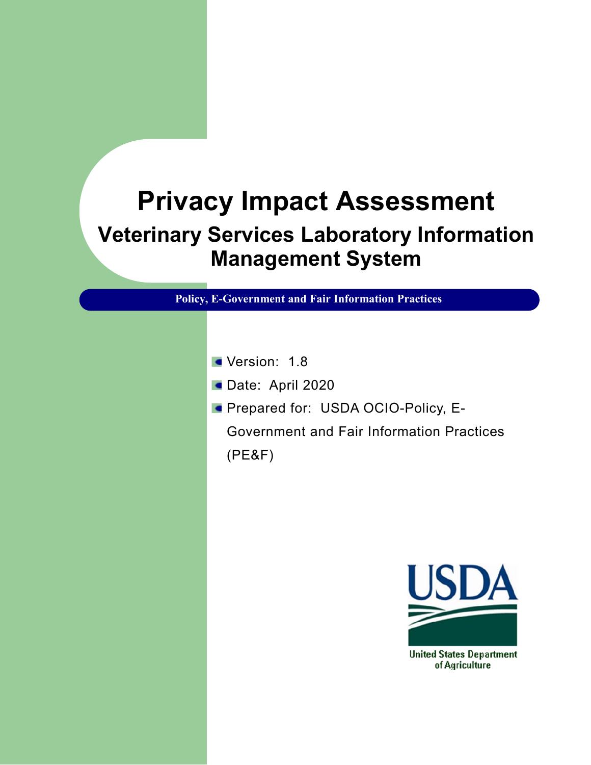# Privacy Impact Assessment

## Veterinary Services Laboratory Information Management System

**Policy, E-Government and Fair Information Practices**

- Version: 1.8
- Date: April 2020
- Prepared for: USDA OCIO-Policy, E-Government and Fair Information Practices (PE&F)

USDA

United States Department of Agriculture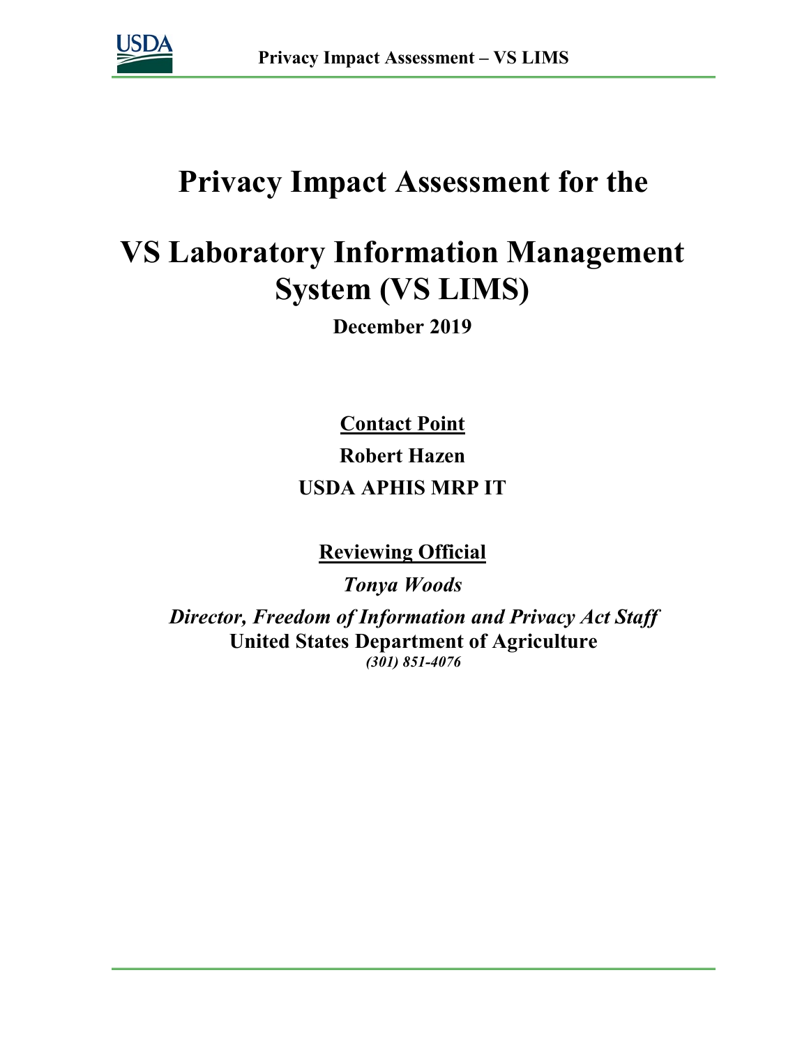# Privacy Impact Assessment for the

# VS Laboratory Information Management System (VS LIMS)

**December 2019**

**Contact Point**

**Robert Hazen**

**USDA APHIS MRP IT**

**Reviewing Official**

***Tonya Woods***

***Director, Freedom of Information and Privacy Act Staff***

**United States Department of Agriculture**

***(301) 851-4076***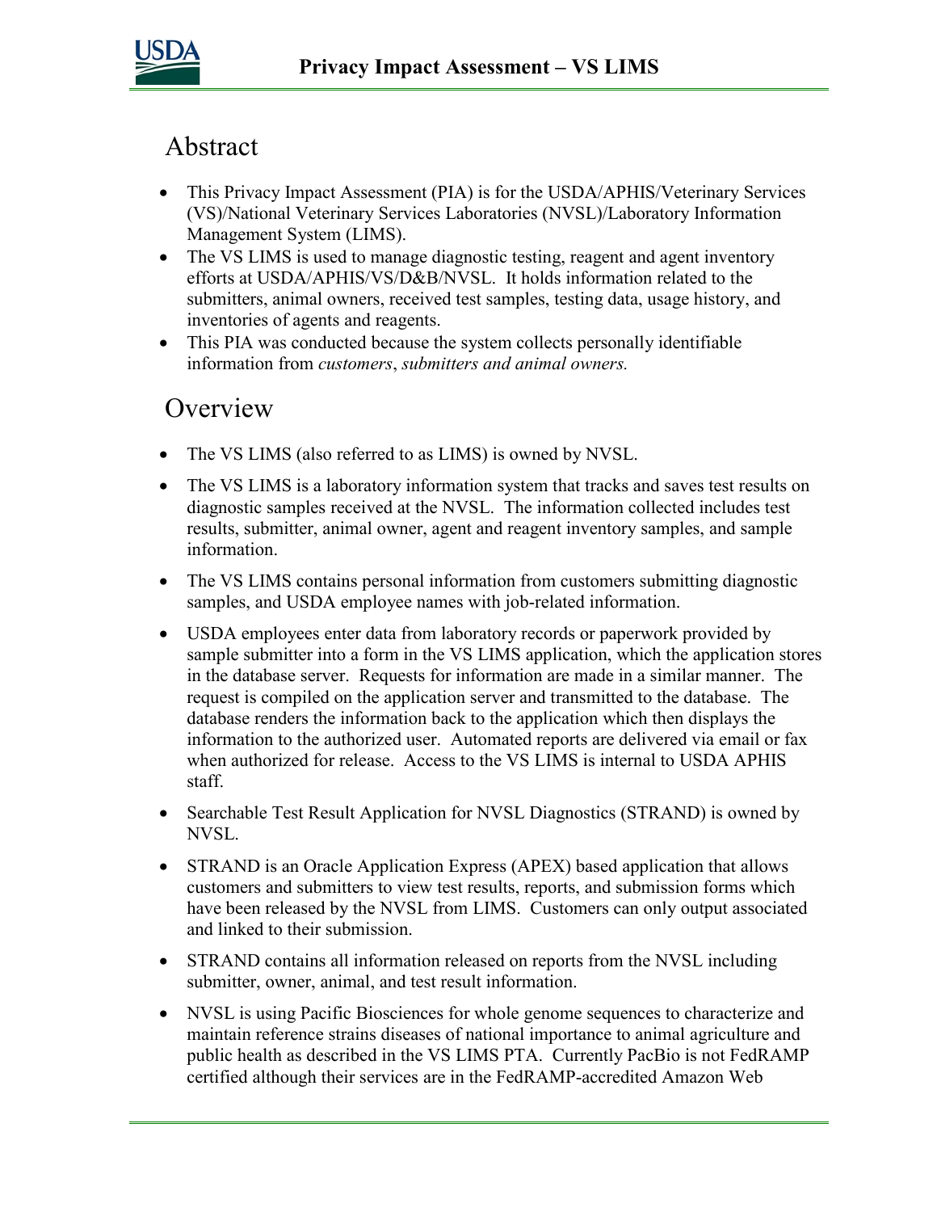# Abstract

- This Privacy Impact Assessment (PIA) is for the USDA/APHIS/Veterinary Services (VS)/National Veterinary Services Laboratories (NVSL)/Laboratory Information Management System (LIMS).
- The VS LIMS is used to manage diagnostic testing, reagent and agent inventory efforts at USDA/APHIS/VS/D&B/NVSL. It holds information related to the submitters, animal owners, received test samples, testing data, usage history, and inventories of agents and reagents.
- This PIA was conducted because the system collects personally identifiable information from *customers*, *submitters and animal owners.*

# Overview

- The VS LIMS (also referred to as LIMS) is owned by NVSL.
- The VS LIMS is a laboratory information system that tracks and saves test results on diagnostic samples received at the NVSL. The information collected includes test results, submitter, animal owner, agent and reagent inventory samples, and sample information.
- The VS LIMS contains personal information from customers submitting diagnostic samples, and USDA employee names with job-related information.
- USDA employees enter data from laboratory records or paperwork provided by sample submitter into a form in the VS LIMS application, which the application stores in the database server. Requests for information are made in a similar manner. The request is compiled on the application server and transmitted to the database. The database renders the information back to the application which then displays the information to the authorized user. Automated reports are delivered via email or fax when authorized for release. Access to the VS LIMS is internal to USDA APHIS staff.
- Searchable Test Result Application for NVSL Diagnostics (STRAND) is owned by NVSL.
- STRAND is an Oracle Application Express (APEX) based application that allows customers and submitters to view test results, reports, and submission forms which have been released by the NVSL from LIMS. Customers can only output associated and linked to their submission.
- STRAND contains all information released on reports from the NVSL including submitter, owner, animal, and test result information.
- NVSL is using Pacific Biosciences for whole genome sequences to characterize and maintain reference strains diseases of national importance to animal agriculture and public health as described in the VS LIMS PTA. Currently PacBio is not FedRAMP certified although their services are in the FedRAMP-accredited Amazon Web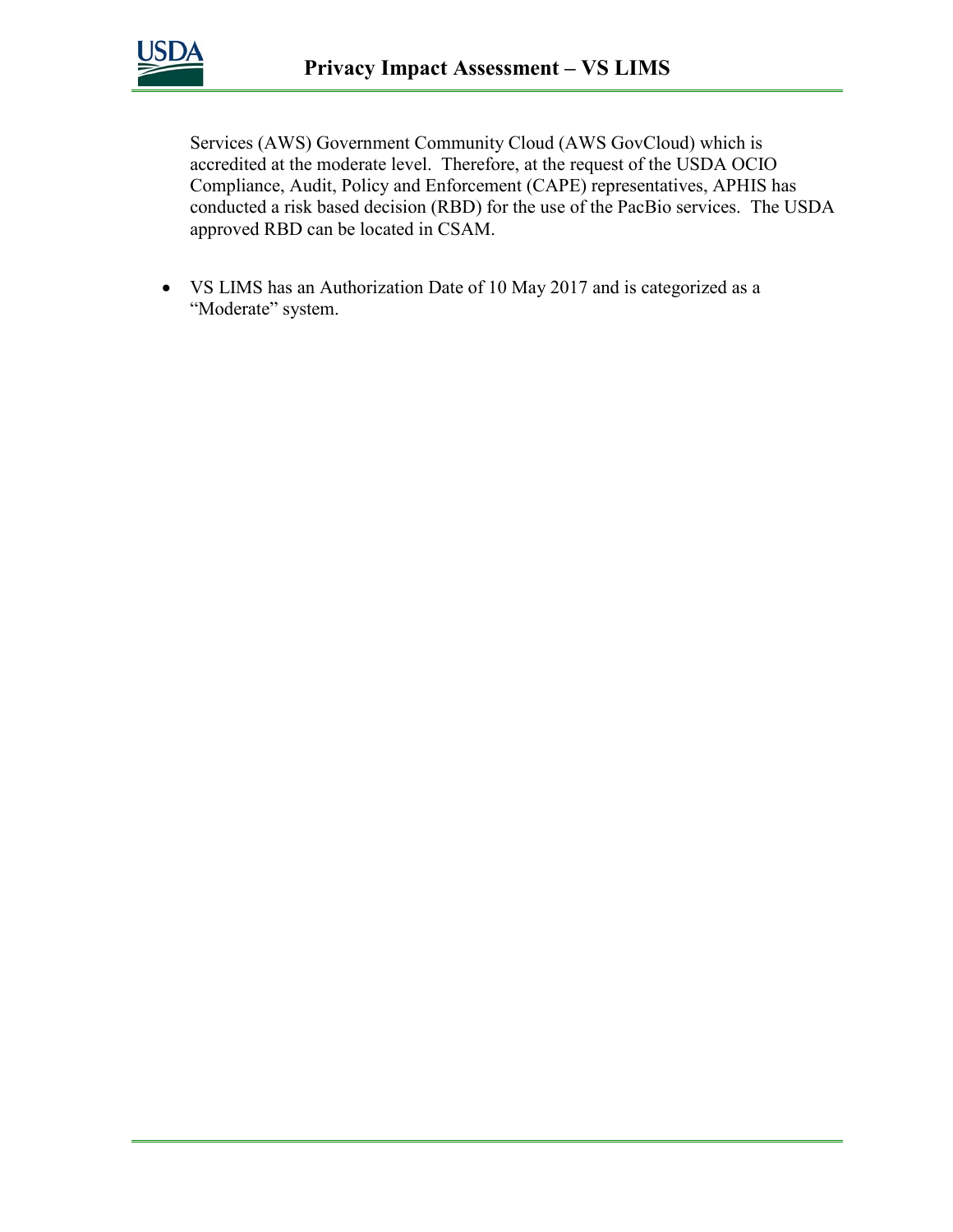Services (AWS) Government Community Cloud (AWS GovCloud) which is accredited at the moderate level. Therefore, at the request of the USDA OCIO Compliance, Audit, Policy and Enforcement (CAPE) representatives, APHIS has conducted a risk based decision (RBD) for the use of the PacBio services. The USDA approved RBD can be located in CSAM.

- VS LIMS has an Authorization Date of 10 May 2017 and is categorized as a "Moderate" system.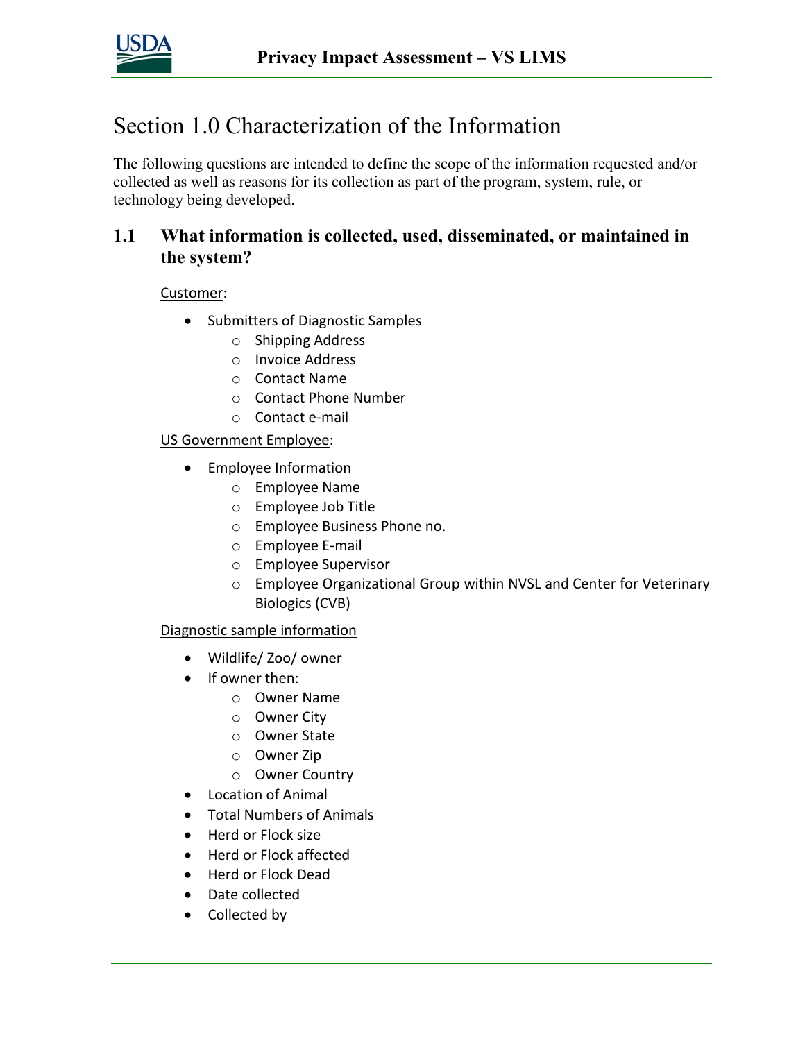# Section 1.0 Characterization of the Information

The following questions are intended to define the scope of the information requested and/or collected as well as reasons for its collection as part of the program, system, rule, or technology being developed.

## 1.1 What information is collected, used, disseminated, or maintained in the system?

Customer:

- Submitters of Diagnostic Samples
  - Shipping Address
  - Invoice Address
  - Contact Name
  - Contact Phone Number
  - Contact e-mail

US Government Employee:

- Employee Information
  - Employee Name
  - Employee Job Title
  - Employee Business Phone no.
  - Employee E-mail
  - Employee Supervisor
  - Employee Organizational Group within NVSL and Center for Veterinary Biologics (CVB)

Diagnostic sample information

- Wildlife/ Zoo/ owner
- If owner then:
  - Owner Name
  - Owner City
  - Owner State
  - Owner Zip
  - Owner Country
- Location of Animal
- Total Numbers of Animals
- Herd or Flock size
- Herd or Flock affected
- Herd or Flock Dead
- Date collected
- Collected by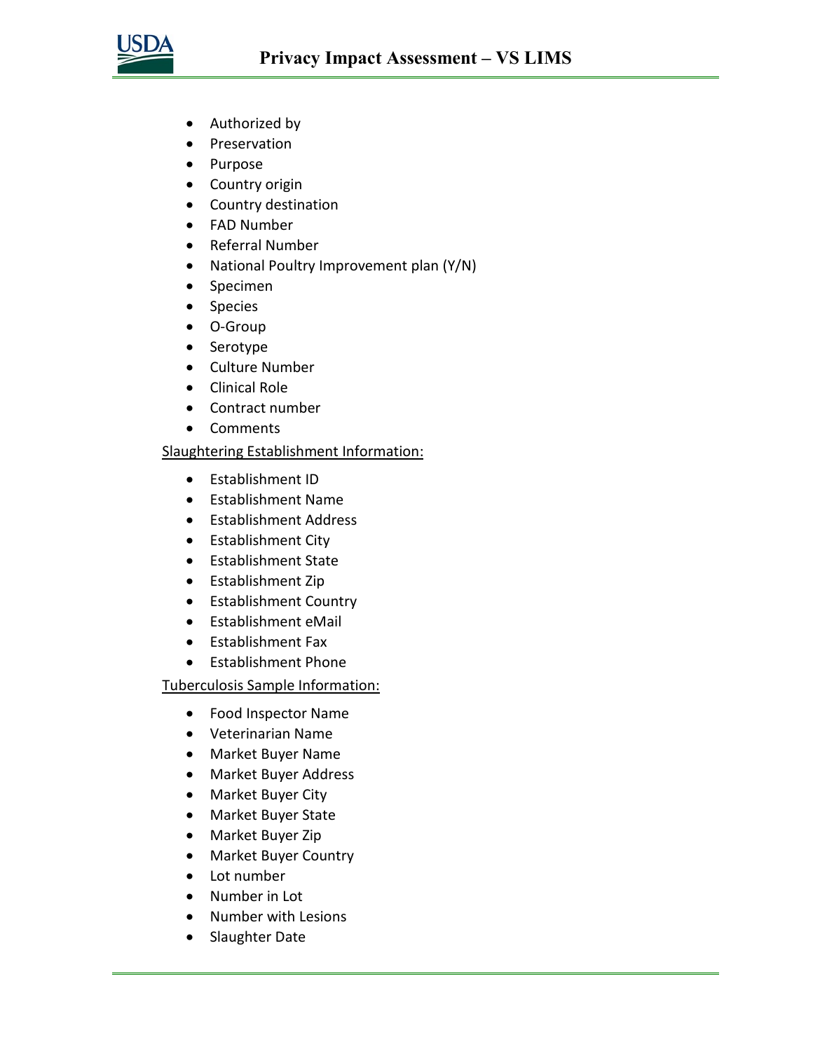- Authorized by
- Preservation
- Purpose
- Country origin
- Country destination
- FAD Number
- Referral Number
- National Poultry Improvement plan (Y/N)
- Specimen
- Species
- O-Group
- Serotype
- Culture Number
- Clinical Role
- Contract number
- Comments

<u>Slaughtering Establishment Information:</u>

- Establishment ID
- Establishment Name
- Establishment Address
- Establishment City
- Establishment State
- Establishment Zip
- Establishment Country
- Establishment eMail
- Establishment Fax
- Establishment Phone

<u>Tuberculosis Sample Information:</u>

- Food Inspector Name
- Veterinarian Name
- Market Buyer Name
- Market Buyer Address
- Market Buyer City
- Market Buyer State
- Market Buyer Zip
- Market Buyer Country
- Lot number
- Number in Lot
- Number with Lesions
- Slaughter Date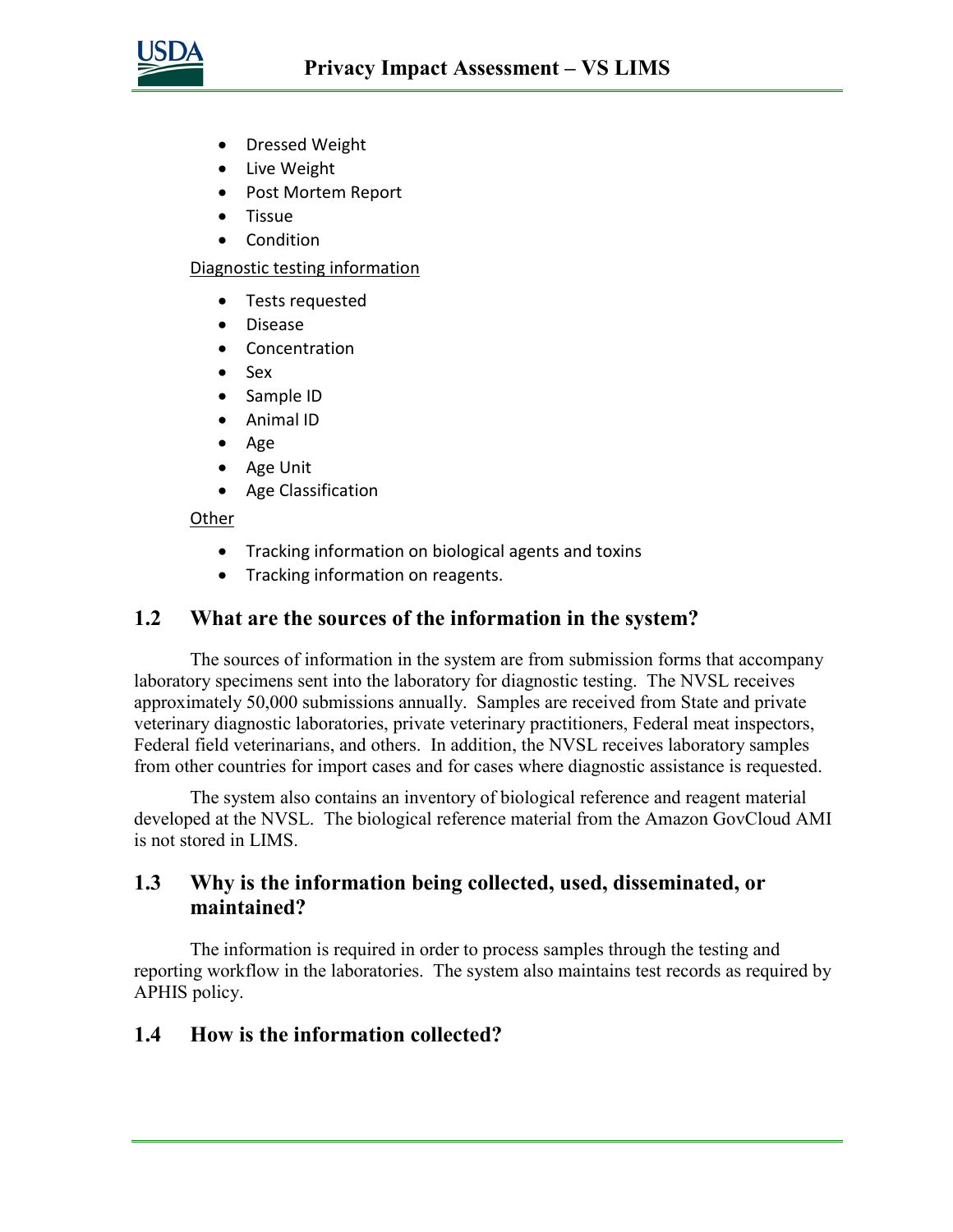- Dressed Weight
- Live Weight
- Post Mortem Report
- Tissue
- Condition

Diagnostic testing information

- Tests requested
- Disease
- Concentration
- Sex
- Sample ID
- Animal ID
- Age
- Age Unit
- Age Classification

Other

- Tracking information on biological agents and toxins
- Tracking information on reagents.

## 1.2 What are the sources of the information in the system?

The sources of information in the system are from submission forms that accompany laboratory specimens sent into the laboratory for diagnostic testing. The NVSL receives approximately 50,000 submissions annually. Samples are received from State and private veterinary diagnostic laboratories, private veterinary practitioners, Federal meat inspectors, Federal field veterinarians, and others. In addition, the NVSL receives laboratory samples from other countries for import cases and for cases where diagnostic assistance is requested.

The system also contains an inventory of biological reference and reagent material developed at the NVSL. The biological reference material from the Amazon GovCloud AMI is not stored in LIMS.

## 1.3 Why is the information being collected, used, disseminated, or maintained?

The information is required in order to process samples through the testing and reporting workflow in the laboratories. The system also maintains test records as required by APHIS policy.

## 1.4 How is the information collected?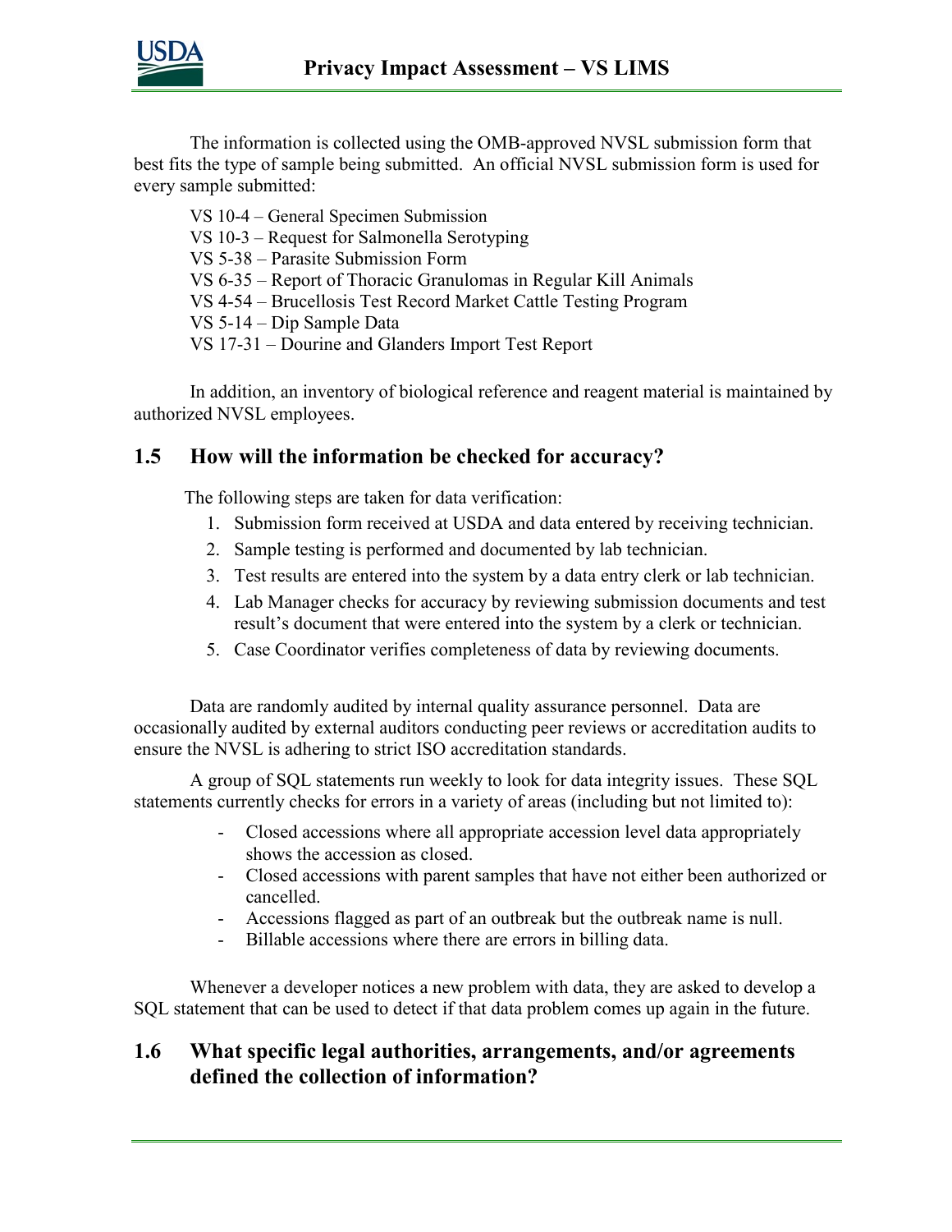The information is collected using the OMB-approved NVSL submission form that best fits the type of sample being submitted. An official NVSL submission form is used for every sample submitted:

VS 10-4 – General Specimen Submission
VS 10-3 – Request for Salmonella Serotyping
VS 5-38 – Parasite Submission Form
VS 6-35 – Report of Thoracic Granulomas in Regular Kill Animals
VS 4-54 – Brucellosis Test Record Market Cattle Testing Program
VS 5-14 – Dip Sample Data
VS 17-31 – Dourine and Glanders Import Test Report

In addition, an inventory of biological reference and reagent material is maintained by authorized NVSL employees.

## 1.5 How will the information be checked for accuracy?

The following steps are taken for data verification:

1. Submission form received at USDA and data entered by receiving technician.
2. Sample testing is performed and documented by lab technician.
3. Test results are entered into the system by a data entry clerk or lab technician.
4. Lab Manager checks for accuracy by reviewing submission documents and test result's document that were entered into the system by a clerk or technician.
5. Case Coordinator verifies completeness of data by reviewing documents.

Data are randomly audited by internal quality assurance personnel. Data are occasionally audited by external auditors conducting peer reviews or accreditation audits to ensure the NVSL is adhering to strict ISO accreditation standards.

A group of SQL statements run weekly to look for data integrity issues. These SQL statements currently checks for errors in a variety of areas (including but not limited to):

- Closed accessions where all appropriate accession level data appropriately shows the accession as closed.
- Closed accessions with parent samples that have not either been authorized or cancelled.
- Accessions flagged as part of an outbreak but the outbreak name is null.
- Billable accessions where there are errors in billing data.

Whenever a developer notices a new problem with data, they are asked to develop a SQL statement that can be used to detect if that data problem comes up again in the future.

## 1.6 What specific legal authorities, arrangements, and/or agreements defined the collection of information?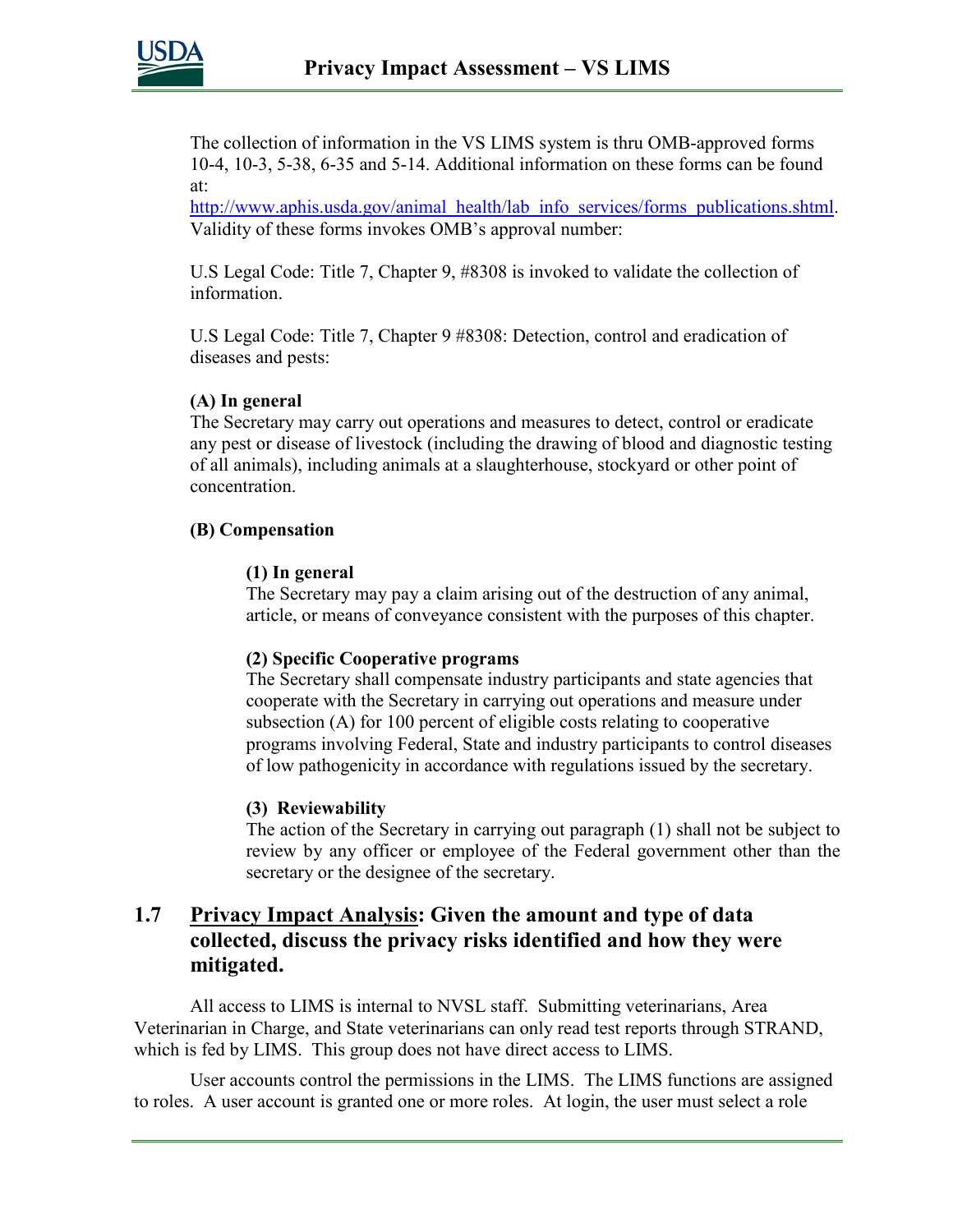The collection of information in the VS LIMS system is thru OMB-approved forms 10-4, 10-3, 5-38, 6-35 and 5-14. Additional information on these forms can be found at:
http://www.aphis.usda.gov/animal_health/lab_info_services/forms_publications.shtml. Validity of these forms invokes OMB's approval number:

U.S Legal Code: Title 7, Chapter 9, #8308 is invoked to validate the collection of information.

U.S Legal Code: Title 7, Chapter 9 #8308: Detection, control and eradication of diseases and pests:

**(A) In general**
The Secretary may carry out operations and measures to detect, control or eradicate any pest or disease of livestock (including the drawing of blood and diagnostic testing of all animals), including animals at a slaughterhouse, stockyard or other point of concentration.

**(B) Compensation**

**(1) In general**
The Secretary may pay a claim arising out of the destruction of any animal, article, or means of conveyance consistent with the purposes of this chapter.

**(2) Specific Cooperative programs**
The Secretary shall compensate industry participants and state agencies that cooperate with the Secretary in carrying out operations and measure under subsection (A) for 100 percent of eligible costs relating to cooperative programs involving Federal, State and industry participants to control diseases of low pathogenicity in accordance with regulations issued by the secretary.

**(3) Reviewability**
The action of the Secretary in carrying out paragraph (1) shall not be subject to review by any officer or employee of the Federal government other than the secretary or the designee of the secretary.

## 1.7 Privacy Impact Analysis: Given the amount and type of data collected, discuss the privacy risks identified and how they were mitigated.

All access to LIMS is internal to NVSL staff. Submitting veterinarians, Area Veterinarian in Charge, and State veterinarians can only read test reports through STRAND, which is fed by LIMS. This group does not have direct access to LIMS.

User accounts control the permissions in the LIMS. The LIMS functions are assigned to roles. A user account is granted one or more roles. At login, the user must select a role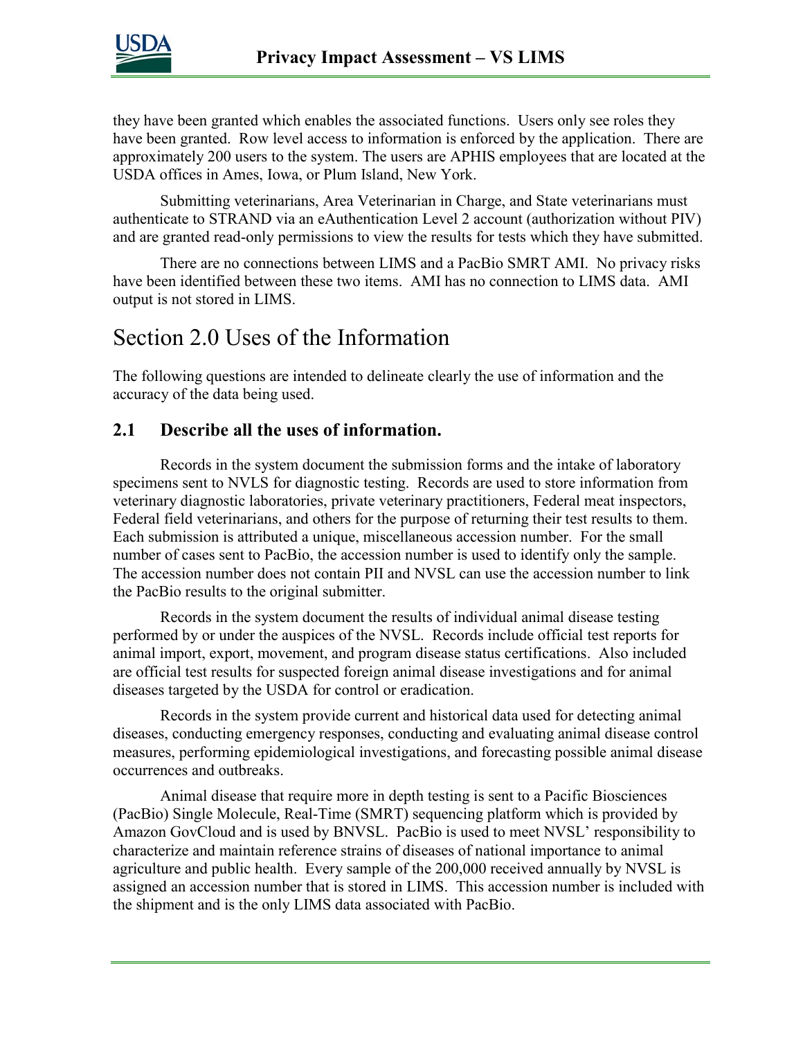they have been granted which enables the associated functions. Users only see roles they have been granted. Row level access to information is enforced by the application. There are approximately 200 users to the system. The users are APHIS employees that are located at the USDA offices in Ames, Iowa, or Plum Island, New York.

Submitting veterinarians, Area Veterinarian in Charge, and State veterinarians must authenticate to STRAND via an eAuthentication Level 2 account (authorization without PIV) and are granted read-only permissions to view the results for tests which they have submitted.

There are no connections between LIMS and a PacBio SMRT AMI. No privacy risks have been identified between these two items. AMI has no connection to LIMS data. AMI output is not stored in LIMS.

# Section 2.0 Uses of the Information

The following questions are intended to delineate clearly the use of information and the accuracy of the data being used.

## 2.1 Describe all the uses of information.

Records in the system document the submission forms and the intake of laboratory specimens sent to NVLS for diagnostic testing. Records are used to store information from veterinary diagnostic laboratories, private veterinary practitioners, Federal meat inspectors, Federal field veterinarians, and others for the purpose of returning their test results to them. Each submission is attributed a unique, miscellaneous accession number. For the small number of cases sent to PacBio, the accession number is used to identify only the sample. The accession number does not contain PII and NVSL can use the accession number to link the PacBio results to the original submitter.

Records in the system document the results of individual animal disease testing performed by or under the auspices of the NVSL. Records include official test reports for animal import, export, movement, and program disease status certifications. Also included are official test results for suspected foreign animal disease investigations and for animal diseases targeted by the USDA for control or eradication.

Records in the system provide current and historical data used for detecting animal diseases, conducting emergency responses, conducting and evaluating animal disease control measures, performing epidemiological investigations, and forecasting possible animal disease occurrences and outbreaks.

Animal disease that require more in depth testing is sent to a Pacific Biosciences (PacBio) Single Molecule, Real-Time (SMRT) sequencing platform which is provided by Amazon GovCloud and is used by BNVSL. PacBio is used to meet NVSL' responsibility to characterize and maintain reference strains of diseases of national importance to animal agriculture and public health. Every sample of the 200,000 received annually by NVSL is assigned an accession number that is stored in LIMS. This accession number is included with the shipment and is the only LIMS data associated with PacBio.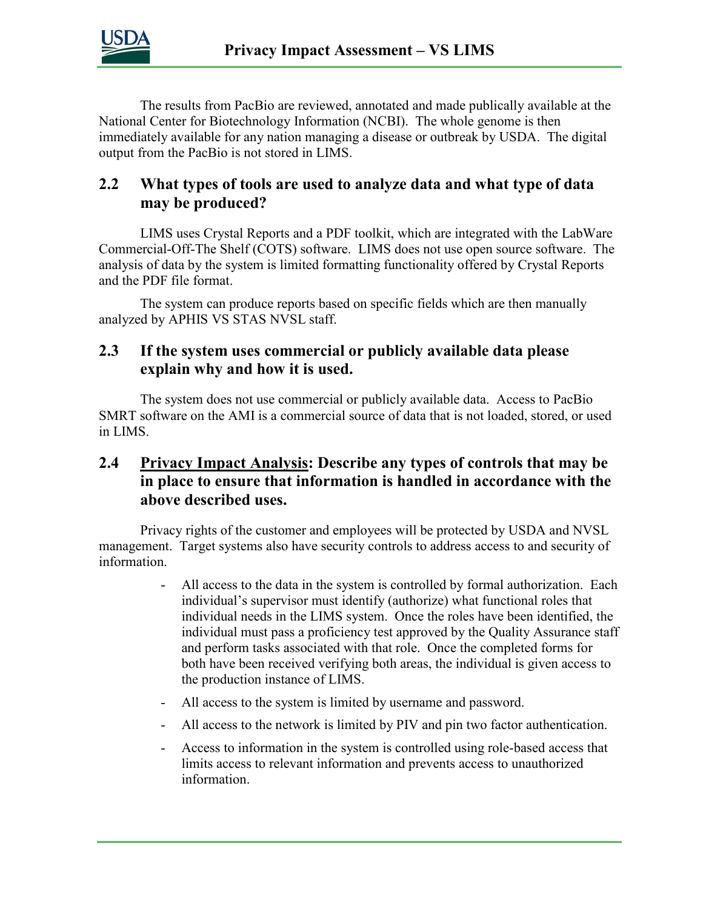The results from PacBio are reviewed, annotated and made publically available at the National Center for Biotechnology Information (NCBI). The whole genome is then immediately available for any nation managing a disease or outbreak by USDA. The digital output from the PacBio is not stored in LIMS.

## 2.2 What types of tools are used to analyze data and what type of data may be produced?

LIMS uses Crystal Reports and a PDF toolkit, which are integrated with the LabWare Commercial-Off-The Shelf (COTS) software. LIMS does not use open source software. The analysis of data by the system is limited formatting functionality offered by Crystal Reports and the PDF file format.

The system can produce reports based on specific fields which are then manually analyzed by APHIS VS STAS NVSL staff.

## 2.3 If the system uses commercial or publicly available data please explain why and how it is used.

The system does not use commercial or publicly available data. Access to PacBio SMRT software on the AMI is a commercial source of data that is not loaded, stored, or used in LIMS.

## 2.4 Privacy Impact Analysis: Describe any types of controls that may be in place to ensure that information is handled in accordance with the above described uses.

Privacy rights of the customer and employees will be protected by USDA and NVSL management. Target systems also have security controls to address access to and security of information.

- All access to the data in the system is controlled by formal authorization. Each individual's supervisor must identify (authorize) what functional roles that individual needs in the LIMS system. Once the roles have been identified, the individual must pass a proficiency test approved by the Quality Assurance staff and perform tasks associated with that role. Once the completed forms for both have been received verifying both areas, the individual is given access to the production instance of LIMS.
- All access to the system is limited by username and password.
- All access to the network is limited by PIV and pin two factor authentication.
- Access to information in the system is controlled using role-based access that limits access to relevant information and prevents access to unauthorized information.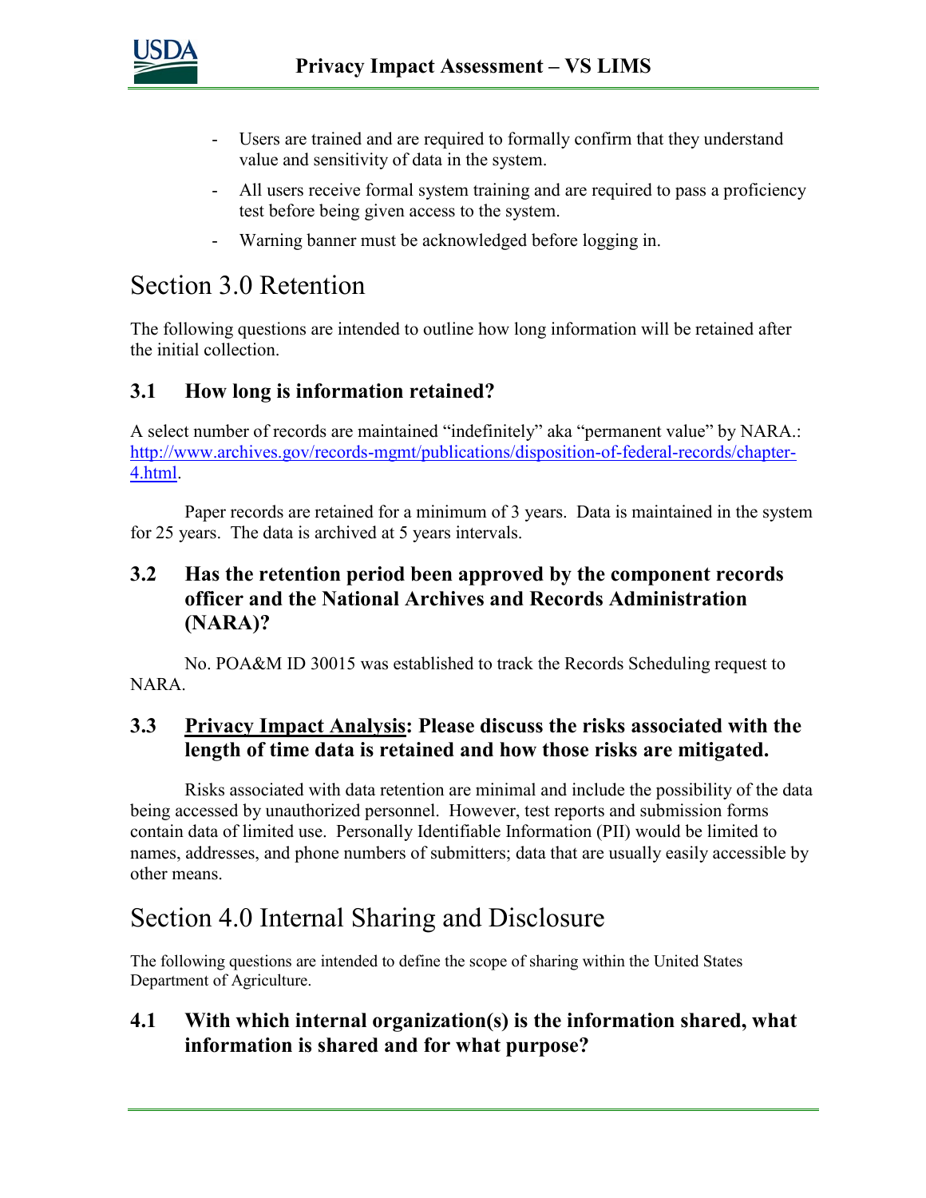- Users are trained and are required to formally confirm that they understand value and sensitivity of data in the system.
- All users receive formal system training and are required to pass a proficiency test before being given access to the system.
- Warning banner must be acknowledged before logging in.

# Section 3.0 Retention

The following questions are intended to outline how long information will be retained after the initial collection.

### 3.1 How long is information retained?

A select number of records are maintained “indefinitely” aka “permanent value” by NARA.: http://www.archives.gov/records-mgmt/publications/disposition-of-federal-records/chapter-4.html.

Paper records are retained for a minimum of 3 years. Data is maintained in the system for 25 years. The data is archived at 5 years intervals.

### 3.2 Has the retention period been approved by the component records officer and the National Archives and Records Administration (NARA)?

No. POA&M ID 30015 was established to track the Records Scheduling request to NARA.

### 3.3 Privacy Impact Analysis: Please discuss the risks associated with the length of time data is retained and how those risks are mitigated.

Risks associated with data retention are minimal and include the possibility of the data being accessed by unauthorized personnel. However, test reports and submission forms contain data of limited use. Personally Identifiable Information (PII) would be limited to names, addresses, and phone numbers of submitters; data that are usually easily accessible by other means.

# Section 4.0 Internal Sharing and Disclosure

The following questions are intended to define the scope of sharing within the United States Department of Agriculture.

### 4.1 With which internal organization(s) is the information shared, what information is shared and for what purpose?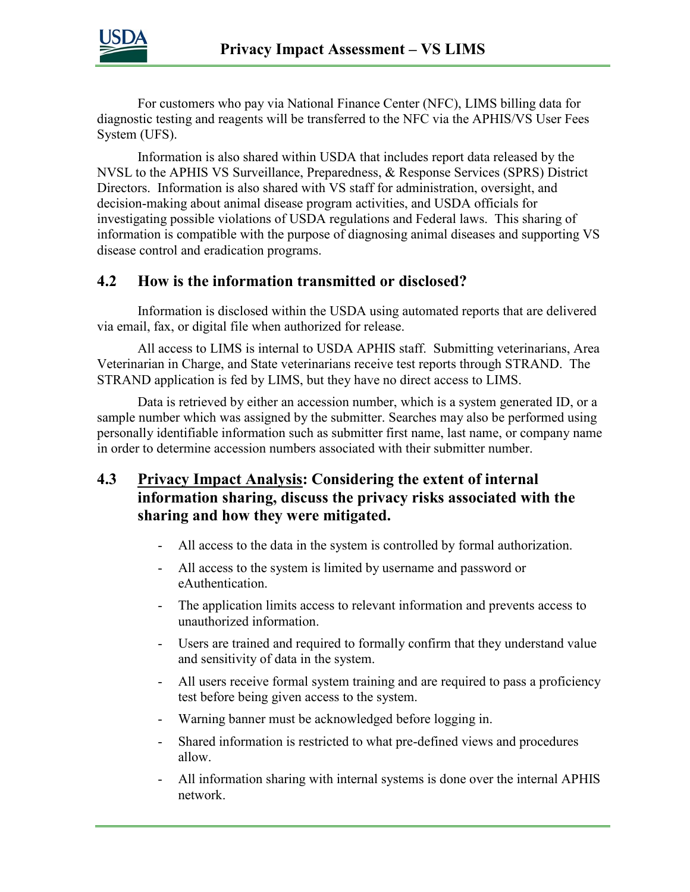For customers who pay via National Finance Center (NFC), LIMS billing data for diagnostic testing and reagents will be transferred to the NFC via the APHIS/VS User Fees System (UFS).

Information is also shared within USDA that includes report data released by the NVSL to the APHIS VS Surveillance, Preparedness, & Response Services (SPRS) District Directors. Information is also shared with VS staff for administration, oversight, and decision-making about animal disease program activities, and USDA officials for investigating possible violations of USDA regulations and Federal laws. This sharing of information is compatible with the purpose of diagnosing animal diseases and supporting VS disease control and eradication programs.

## 4.2 How is the information transmitted or disclosed?

Information is disclosed within the USDA using automated reports that are delivered via email, fax, or digital file when authorized for release.

All access to LIMS is internal to USDA APHIS staff. Submitting veterinarians, Area Veterinarian in Charge, and State veterinarians receive test reports through STRAND. The STRAND application is fed by LIMS, but they have no direct access to LIMS.

Data is retrieved by either an accession number, which is a system generated ID, or a sample number which was assigned by the submitter. Searches may also be performed using personally identifiable information such as submitter first name, last name, or company name in order to determine accession numbers associated with their submitter number.

## 4.3 <u>Privacy Impact Analysis</u>: Considering the extent of internal information sharing, discuss the privacy risks associated with the sharing and how they were mitigated.

- All access to the data in the system is controlled by formal authorization.
- All access to the system is limited by username and password or eAuthentication.
- The application limits access to relevant information and prevents access to unauthorized information.
- Users are trained and required to formally confirm that they understand value and sensitivity of data in the system.
- All users receive formal system training and are required to pass a proficiency test before being given access to the system.
- Warning banner must be acknowledged before logging in.
- Shared information is restricted to what pre-defined views and procedures allow.
- All information sharing with internal systems is done over the internal APHIS network.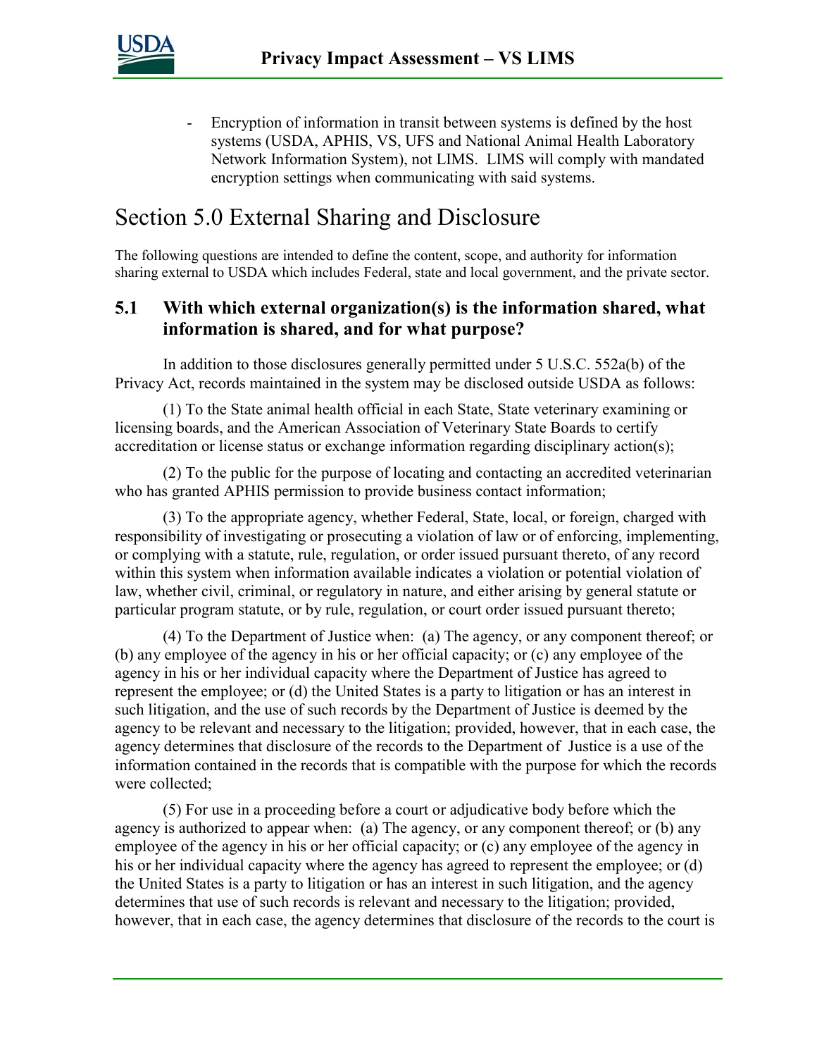- Encryption of information in transit between systems is defined by the host systems (USDA, APHIS, VS, UFS and National Animal Health Laboratory Network Information System), not LIMS. LIMS will comply with mandated encryption settings when communicating with said systems.

# Section 5.0 External Sharing and Disclosure

The following questions are intended to define the content, scope, and authority for information sharing external to USDA which includes Federal, state and local government, and the private sector.

## 5.1 With which external organization(s) is the information shared, what information is shared, and for what purpose?

In addition to those disclosures generally permitted under 5 U.S.C. 552a(b) of the Privacy Act, records maintained in the system may be disclosed outside USDA as follows:

(1) To the State animal health official in each State, State veterinary examining or licensing boards, and the American Association of Veterinary State Boards to certify accreditation or license status or exchange information regarding disciplinary action(s);

(2) To the public for the purpose of locating and contacting an accredited veterinarian who has granted APHIS permission to provide business contact information;

(3) To the appropriate agency, whether Federal, State, local, or foreign, charged with responsibility of investigating or prosecuting a violation of law or of enforcing, implementing, or complying with a statute, rule, regulation, or order issued pursuant thereto, of any record within this system when information available indicates a violation or potential violation of law, whether civil, criminal, or regulatory in nature, and either arising by general statute or particular program statute, or by rule, regulation, or court order issued pursuant thereto;

(4) To the Department of Justice when: (a) The agency, or any component thereof; or (b) any employee of the agency in his or her official capacity; or (c) any employee of the agency in his or her individual capacity where the Department of Justice has agreed to represent the employee; or (d) the United States is a party to litigation or has an interest in such litigation, and the use of such records by the Department of Justice is deemed by the agency to be relevant and necessary to the litigation; provided, however, that in each case, the agency determines that disclosure of the records to the Department of Justice is a use of the information contained in the records that is compatible with the purpose for which the records were collected;

(5) For use in a proceeding before a court or adjudicative body before which the agency is authorized to appear when: (a) The agency, or any component thereof; or (b) any employee of the agency in his or her official capacity; or (c) any employee of the agency in his or her individual capacity where the agency has agreed to represent the employee; or (d) the United States is a party to litigation or has an interest in such litigation, and the agency determines that use of such records is relevant and necessary to the litigation; provided, however, that in each case, the agency determines that disclosure of the records to the court is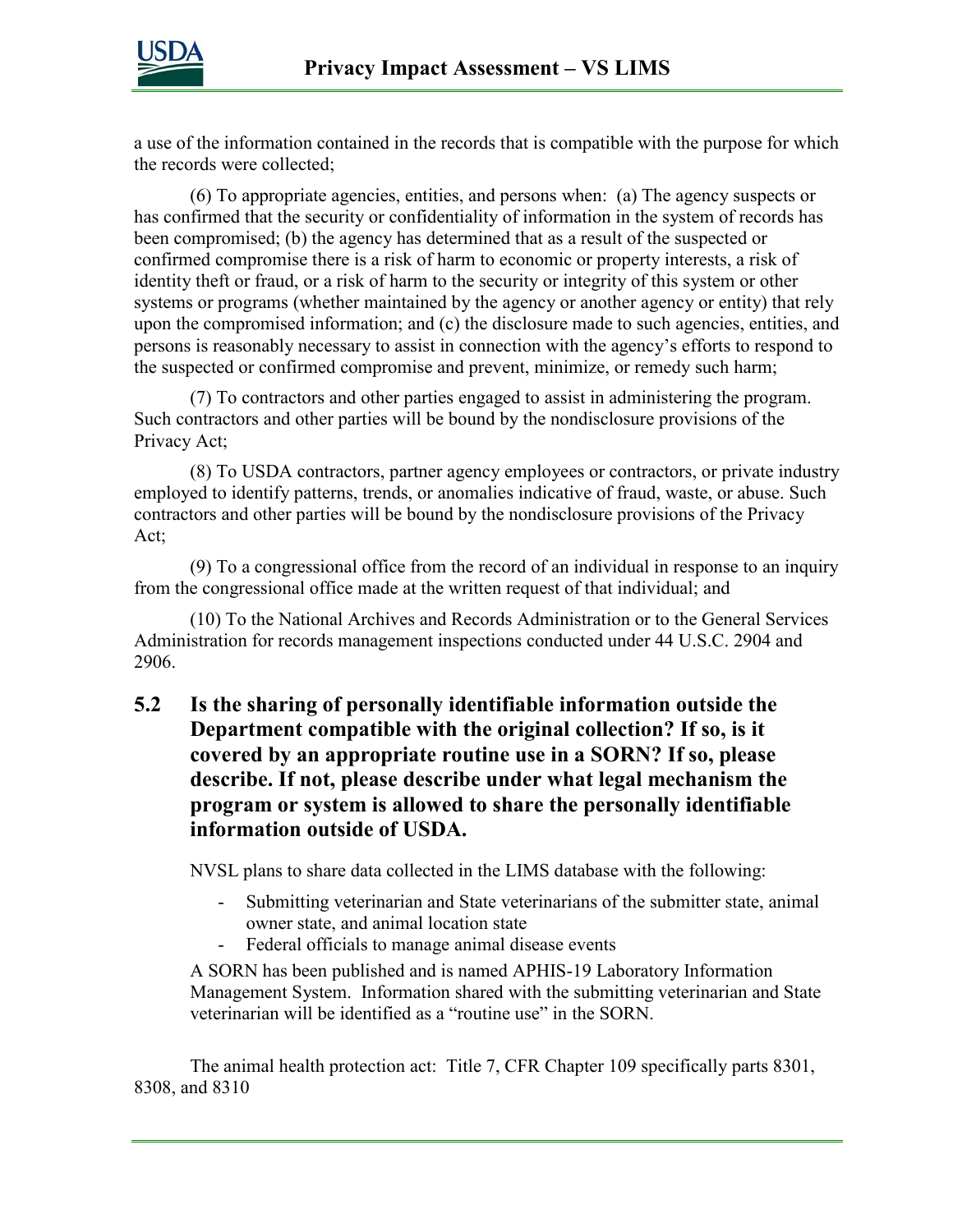a use of the information contained in the records that is compatible with the purpose for which the records were collected;

(6) To appropriate agencies, entities, and persons when: (a) The agency suspects or has confirmed that the security or confidentiality of information in the system of records has been compromised; (b) the agency has determined that as a result of the suspected or confirmed compromise there is a risk of harm to economic or property interests, a risk of identity theft or fraud, or a risk of harm to the security or integrity of this system or other systems or programs (whether maintained by the agency or another agency or entity) that rely upon the compromised information; and (c) the disclosure made to such agencies, entities, and persons is reasonably necessary to assist in connection with the agency's efforts to respond to the suspected or confirmed compromise and prevent, minimize, or remedy such harm;

(7) To contractors and other parties engaged to assist in administering the program. Such contractors and other parties will be bound by the nondisclosure provisions of the Privacy Act;

(8) To USDA contractors, partner agency employees or contractors, or private industry employed to identify patterns, trends, or anomalies indicative of fraud, waste, or abuse. Such contractors and other parties will be bound by the nondisclosure provisions of the Privacy Act;

(9) To a congressional office from the record of an individual in response to an inquiry from the congressional office made at the written request of that individual; and

(10) To the National Archives and Records Administration or to the General Services Administration for records management inspections conducted under 44 U.S.C. 2904 and 2906.

## 5.2 Is the sharing of personally identifiable information outside the Department compatible with the original collection? If so, is it covered by an appropriate routine use in a SORN? If so, please describe. If not, please describe under what legal mechanism the program or system is allowed to share the personally identifiable information outside of USDA.

NVSL plans to share data collected in the LIMS database with the following:

- Submitting veterinarian and State veterinarians of the submitter state, animal owner state, and animal location state
- Federal officials to manage animal disease events

A SORN has been published and is named APHIS-19 Laboratory Information Management System. Information shared with the submitting veterinarian and State veterinarian will be identified as a "routine use" in the SORN.

The animal health protection act: Title 7, CFR Chapter 109 specifically parts 8301, 8308, and 8310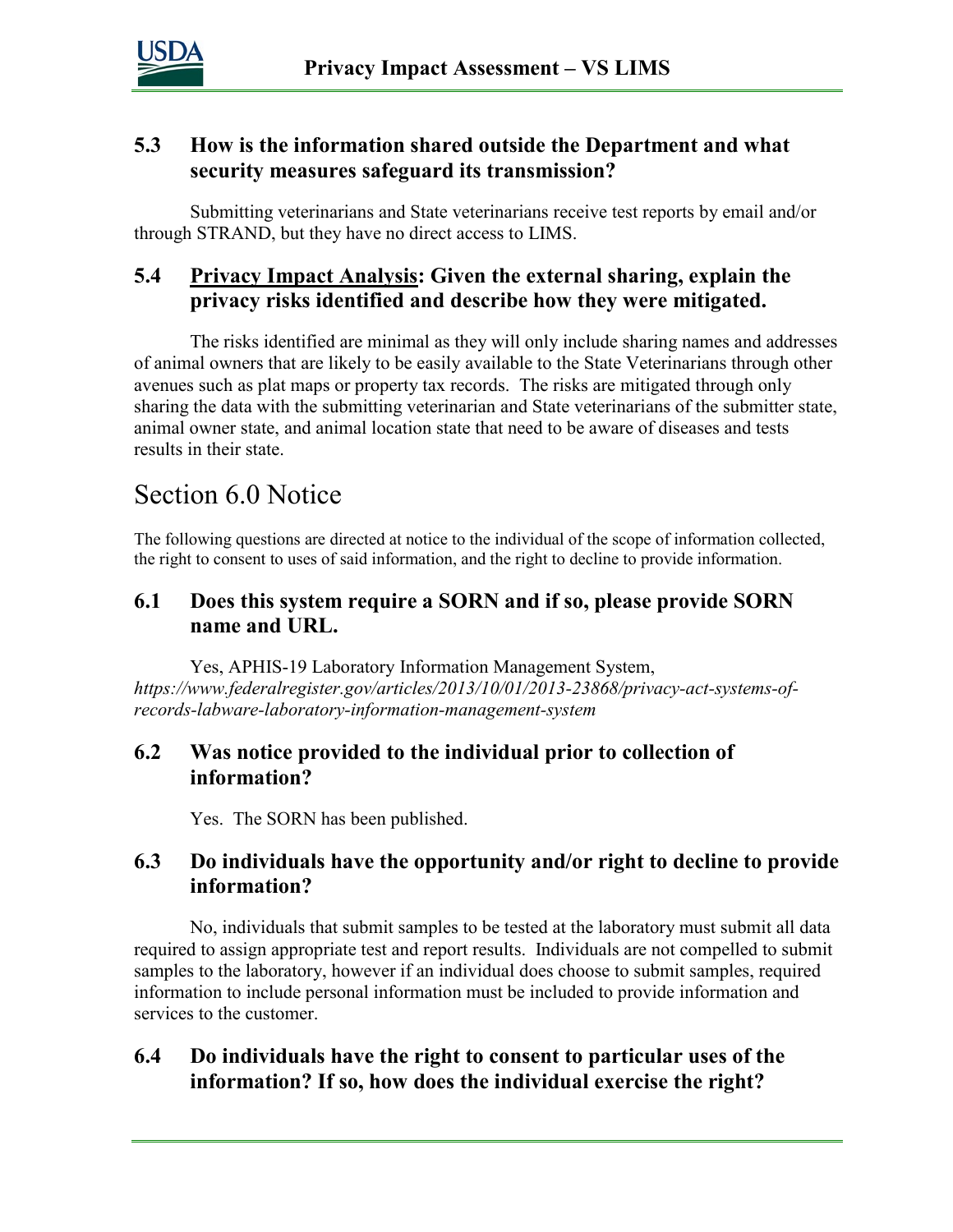### 5.3 How is the information shared outside the Department and what security measures safeguard its transmission?

Submitting veterinarians and State veterinarians receive test reports by email and/or through STRAND, but they have no direct access to LIMS.

### 5.4 Privacy Impact Analysis: Given the external sharing, explain the privacy risks identified and describe how they were mitigated.

The risks identified are minimal as they will only include sharing names and addresses of animal owners that are likely to be easily available to the State Veterinarians through other avenues such as plat maps or property tax records. The risks are mitigated through only sharing the data with the submitting veterinarian and State veterinarians of the submitter state, animal owner state, and animal location state that need to be aware of diseases and tests results in their state.

## Section 6.0 Notice

The following questions are directed at notice to the individual of the scope of information collected, the right to consent to uses of said information, and the right to decline to provide information.

### 6.1 Does this system require a SORN and if so, please provide SORN name and URL.

Yes, APHIS-19 Laboratory Information Management System, *https://www.federalregister.gov/articles/2013/10/01/2013-23868/privacy-act-systems-of-records-labware-laboratory-information-management-system*

### 6.2 Was notice provided to the individual prior to collection of information?

Yes. The SORN has been published.

### 6.3 Do individuals have the opportunity and/or right to decline to provide information?

No, individuals that submit samples to be tested at the laboratory must submit all data required to assign appropriate test and report results. Individuals are not compelled to submit samples to the laboratory, however if an individual does choose to submit samples, required information to include personal information must be included to provide information and services to the customer.

### 6.4 Do individuals have the right to consent to particular uses of the information? If so, how does the individual exercise the right?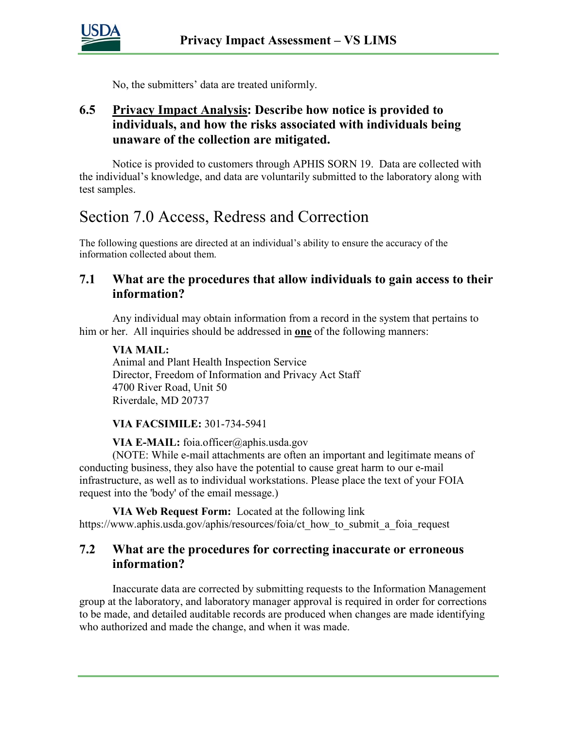No, the submitters' data are treated uniformly.

### 6.5 <u>Privacy Impact Analysis</u>: Describe how notice is provided to individuals, and how the risks associated with individuals being unaware of the collection are mitigated.

Notice is provided to customers through APHIS SORN 19. Data are collected with the individual's knowledge, and data are voluntarily submitted to the laboratory along with test samples.

## Section 7.0 Access, Redress and Correction

The following questions are directed at an individual's ability to ensure the accuracy of the information collected about them.

### 7.1 What are the procedures that allow individuals to gain access to their information?

Any individual may obtain information from a record in the system that pertains to him or her. All inquiries should be addressed in **<u>one</u>** of the following manners:

**VIA MAIL:**
Animal and Plant Health Inspection Service
Director, Freedom of Information and Privacy Act Staff
4700 River Road, Unit 50
Riverdale, MD 20737

**VIA FACSIMILE:** 301-734-5941

**VIA E-MAIL:** foia.officer@aphis.usda.gov
(NOTE: While e-mail attachments are often an important and legitimate means of conducting business, they also have the potential to cause great harm to our e-mail infrastructure, as well as to individual workstations. Please place the text of your FOIA request into the 'body' of the email message.)

**VIA Web Request Form:** Located at the following link https://www.aphis.usda.gov/aphis/resources/foia/ct_how_to_submit_a_foia_request

### 7.2 What are the procedures for correcting inaccurate or erroneous information?

Inaccurate data are corrected by submitting requests to the Information Management group at the laboratory, and laboratory manager approval is required in order for corrections to be made, and detailed auditable records are produced when changes are made identifying who authorized and made the change, and when it was made.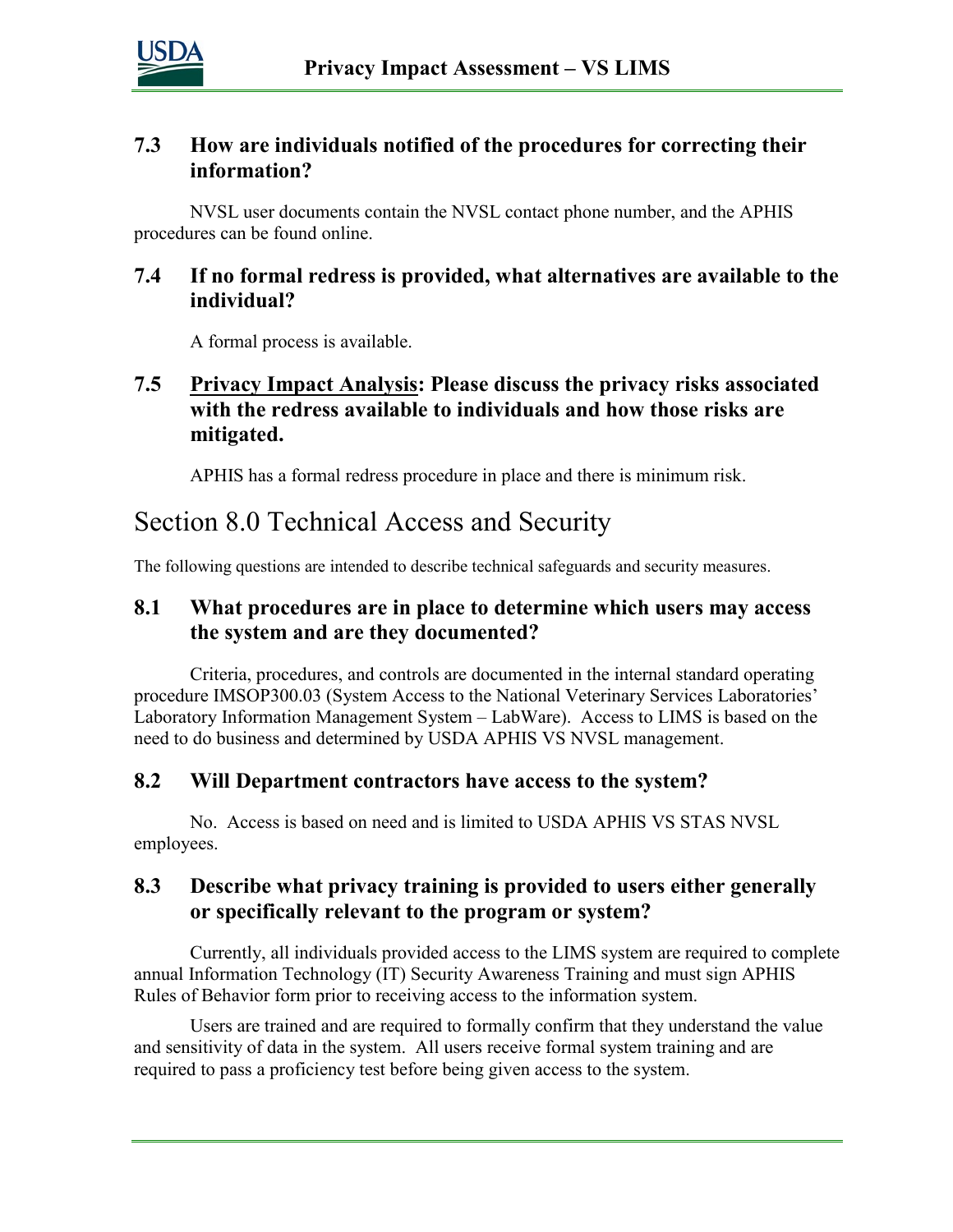### 7.3 How are individuals notified of the procedures for correcting their information?

NVSL user documents contain the NVSL contact phone number, and the APHIS procedures can be found online.

### 7.4 If no formal redress is provided, what alternatives are available to the individual?

A formal process is available.

### 7.5 Privacy Impact Analysis: Please discuss the privacy risks associated with the redress available to individuals and how those risks are mitigated.

APHIS has a formal redress procedure in place and there is minimum risk.

## Section 8.0 Technical Access and Security

The following questions are intended to describe technical safeguards and security measures.

### 8.1 What procedures are in place to determine which users may access the system and are they documented?

Criteria, procedures, and controls are documented in the internal standard operating procedure IMSOP300.03 (System Access to the National Veterinary Services Laboratories' Laboratory Information Management System – LabWare). Access to LIMS is based on the need to do business and determined by USDA APHIS VS NVSL management.

### 8.2 Will Department contractors have access to the system?

No. Access is based on need and is limited to USDA APHIS VS STAS NVSL employees.

### 8.3 Describe what privacy training is provided to users either generally or specifically relevant to the program or system?

Currently, all individuals provided access to the LIMS system are required to complete annual Information Technology (IT) Security Awareness Training and must sign APHIS Rules of Behavior form prior to receiving access to the information system.

Users are trained and are required to formally confirm that they understand the value and sensitivity of data in the system. All users receive formal system training and are required to pass a proficiency test before being given access to the system.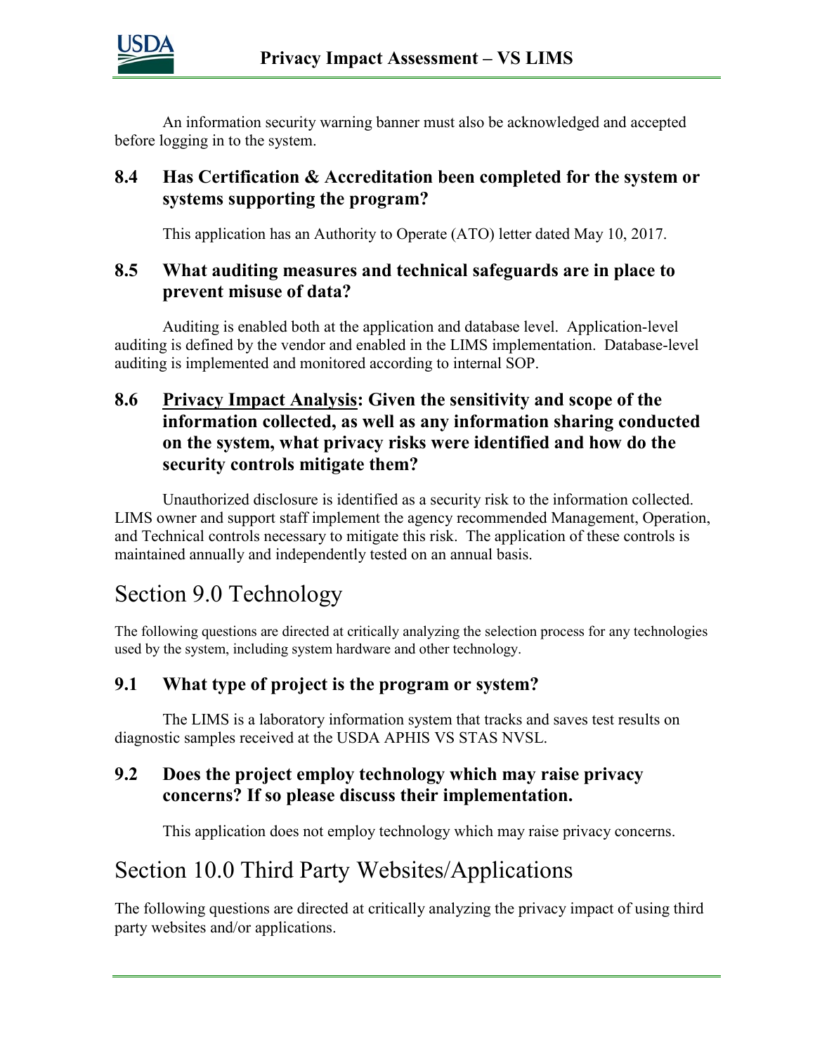An information security warning banner must also be acknowledged and accepted before logging in to the system.

### 8.4 Has Certification & Accreditation been completed for the system or systems supporting the program?

This application has an Authority to Operate (ATO) letter dated May 10, 2017.

### 8.5 What auditing measures and technical safeguards are in place to prevent misuse of data?

Auditing is enabled both at the application and database level. Application-level auditing is defined by the vendor and enabled in the LIMS implementation. Database-level auditing is implemented and monitored according to internal SOP.

### 8.6 Privacy Impact Analysis: Given the sensitivity and scope of the information collected, as well as any information sharing conducted on the system, what privacy risks were identified and how do the security controls mitigate them?

Unauthorized disclosure is identified as a security risk to the information collected. LIMS owner and support staff implement the agency recommended Management, Operation, and Technical controls necessary to mitigate this risk. The application of these controls is maintained annually and independently tested on an annual basis.

## Section 9.0 Technology

The following questions are directed at critically analyzing the selection process for any technologies used by the system, including system hardware and other technology.

### 9.1 What type of project is the program or system?

The LIMS is a laboratory information system that tracks and saves test results on diagnostic samples received at the USDA APHIS VS STAS NVSL.

### 9.2 Does the project employ technology which may raise privacy concerns? If so please discuss their implementation.

This application does not employ technology which may raise privacy concerns.

## Section 10.0 Third Party Websites/Applications

The following questions are directed at critically analyzing the privacy impact of using third party websites and/or applications.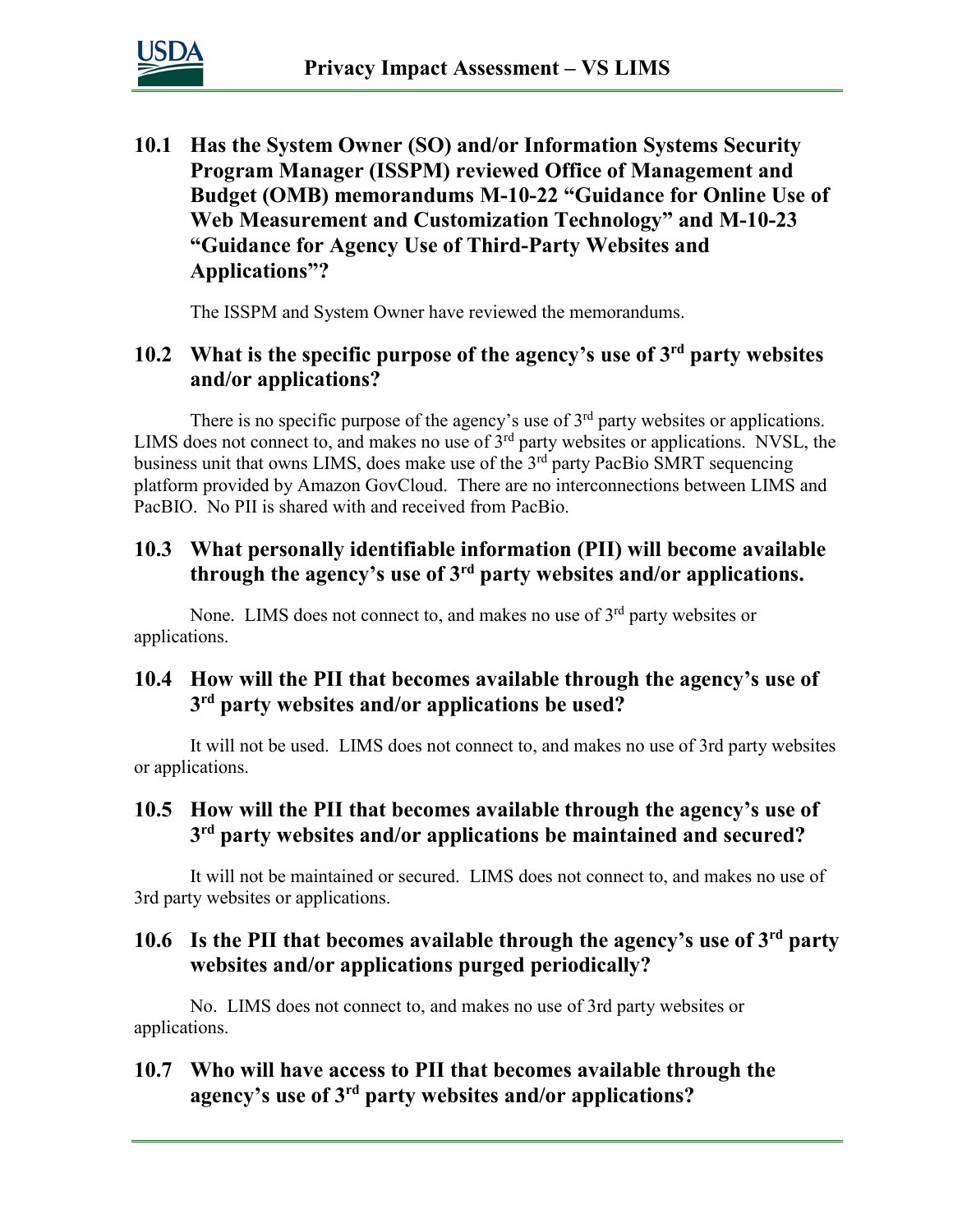## 10.1 Has the System Owner (SO) and/or Information Systems Security Program Manager (ISSPM) reviewed Office of Management and Budget (OMB) memorandums M-10-22 "Guidance for Online Use of Web Measurement and Customization Technology" and M-10-23 "Guidance for Agency Use of Third-Party Websites and Applications"?

The ISSPM and System Owner have reviewed the memorandums.

## 10.2 What is the specific purpose of the agency's use of 3rd party websites and/or applications?

There is no specific purpose of the agency's use of 3rd party websites or applications. LIMS does not connect to, and makes no use of 3rd party websites or applications. NVSL, the business unit that owns LIMS, does make use of the 3rd party PacBio SMRT sequencing platform provided by Amazon GovCloud. There are no interconnections between LIMS and PacBIO. No PII is shared with and received from PacBio.

## 10.3 What personally identifiable information (PII) will become available through the agency's use of 3rd party websites and/or applications.

None. LIMS does not connect to, and makes no use of 3rd party websites or applications.

## 10.4 How will the PII that becomes available through the agency's use of 3rd party websites and/or applications be used?

It will not be used. LIMS does not connect to, and makes no use of 3rd party websites or applications.

## 10.5 How will the PII that becomes available through the agency's use of 3rd party websites and/or applications be maintained and secured?

It will not be maintained or secured. LIMS does not connect to, and makes no use of 3rd party websites or applications.

## 10.6 Is the PII that becomes available through the agency's use of 3rd party websites and/or applications purged periodically?

No. LIMS does not connect to, and makes no use of 3rd party websites or applications.

## 10.7 Who will have access to PII that becomes available through the agency's use of 3rd party websites and/or applications?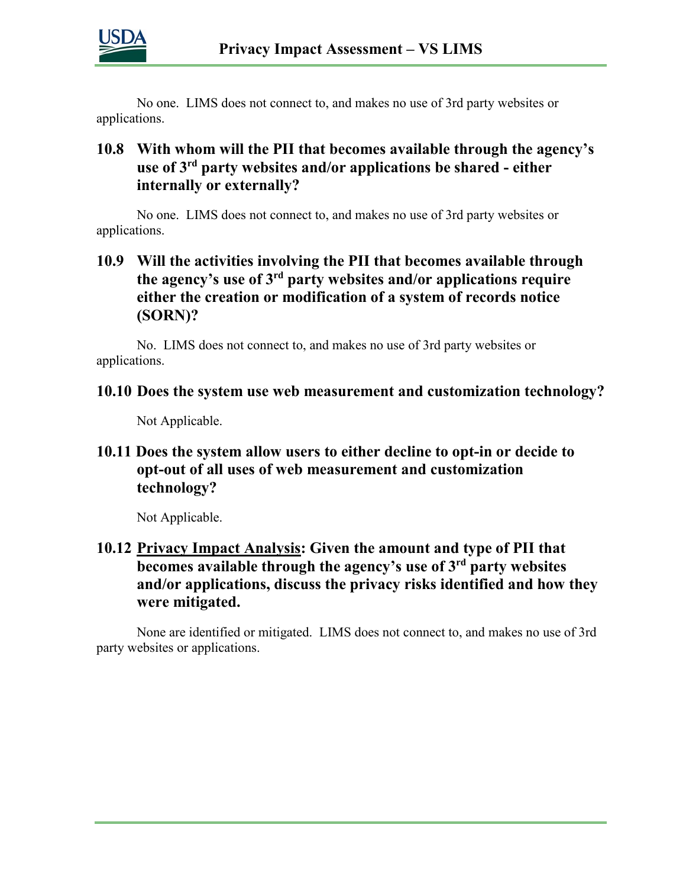No one. LIMS does not connect to, and makes no use of 3rd party websites or applications.

### 10.8 With whom will the PII that becomes available through the agency's use of 3rd party websites and/or applications be shared - either internally or externally?

No one. LIMS does not connect to, and makes no use of 3rd party websites or applications.

### 10.9 Will the activities involving the PII that becomes available through the agency's use of 3rd party websites and/or applications require either the creation or modification of a system of records notice (SORN)?

No. LIMS does not connect to, and makes no use of 3rd party websites or applications.

### 10.10 Does the system use web measurement and customization technology?

Not Applicable.

### 10.11 Does the system allow users to either decline to opt-in or decide to opt-out of all uses of web measurement and customization technology?

Not Applicable.

### 10.12 Privacy Impact Analysis: Given the amount and type of PII that becomes available through the agency's use of 3rd party websites and/or applications, discuss the privacy risks identified and how they were mitigated.

None are identified or mitigated. LIMS does not connect to, and makes no use of 3rd party websites or applications.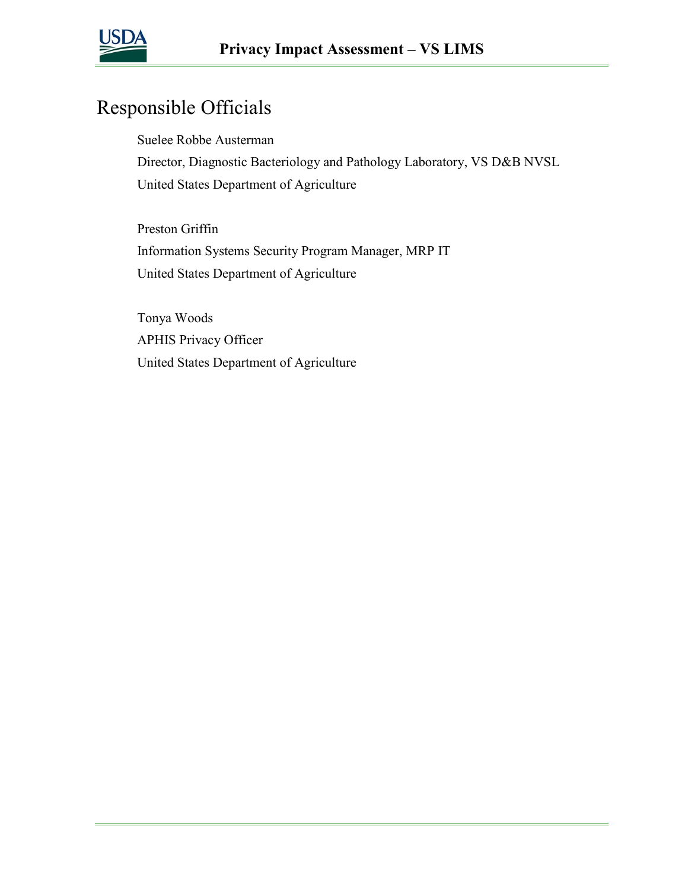# Responsible Officials

Suelee Robbe Austerman
Director, Diagnostic Bacteriology and Pathology Laboratory, VS D&B NVSL
United States Department of Agriculture

Preston Griffin
Information Systems Security Program Manager, MRP IT
United States Department of Agriculture

Tonya Woods
APHIS Privacy Officer
United States Department of Agriculture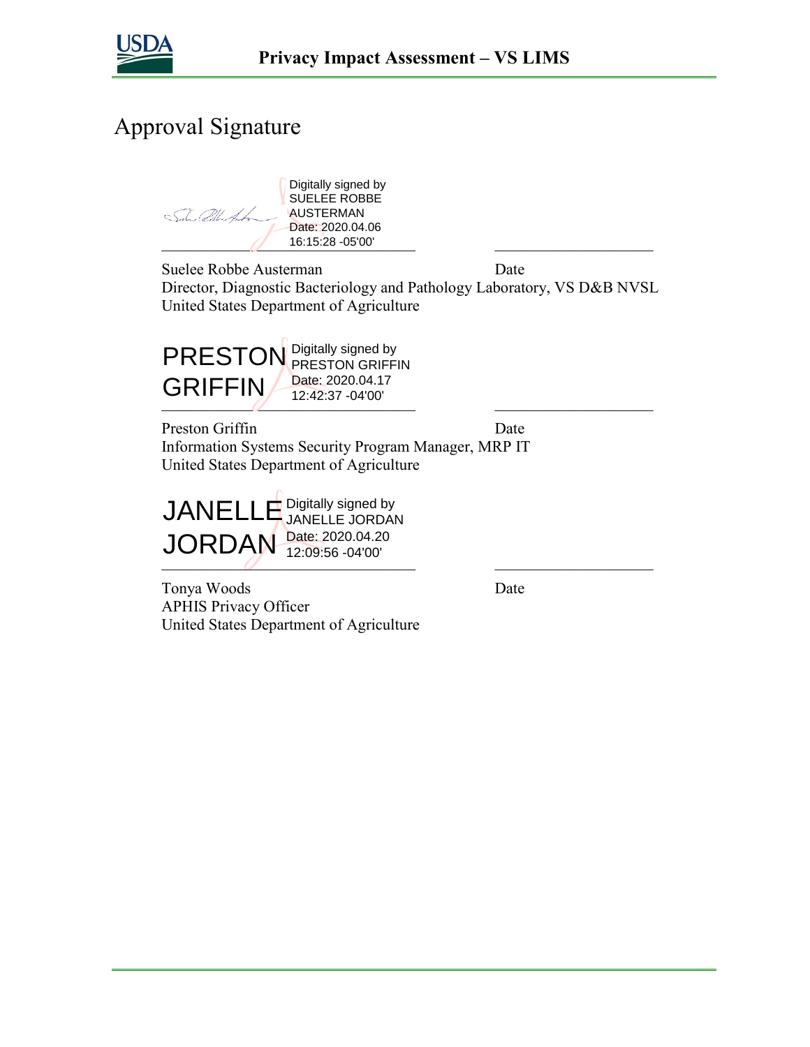# Approval Signature

Digitally signed by SUELEE ROBBE AUSTERMAN
Date: 2020.04.06 16:15:28 -05'00'

\_\_\_\_\_\_\_\_\_\_\_\_\_\_\_\_\_\_\_\_\_\_\_\_\_\_\_\_\_\_\_\_\_\_\_\_ \_\_\_\_\_\_\_\_\_\_\_\_\_\_\_\_\_\_\_\_\_\_

Suelee Robbe Austerman Date
Director, Diagnostic Bacteriology and Pathology Laboratory, VS D&B NVSL
United States Department of Agriculture

PRESTON GRIFFIN
Digitally signed by PRESTON GRIFFIN
Date: 2020.04.17 12:42:37 -04'00'

\_\_\_\_\_\_\_\_\_\_\_\_\_\_\_\_\_\_\_\_\_\_\_\_\_\_\_\_\_\_\_\_\_\_\_\_ \_\_\_\_\_\_\_\_\_\_\_\_\_\_\_\_\_\_\_\_\_\_

Preston Griffin Date
Information Systems Security Program Manager, MRP IT
United States Department of Agriculture

JANELLE JORDAN
Digitally signed by JANELLE JORDAN
Date: 2020.04.20 12:09:56 -04'00'

\_\_\_\_\_\_\_\_\_\_\_\_\_\_\_\_\_\_\_\_\_\_\_\_\_\_\_\_\_\_\_\_\_\_\_\_ \_\_\_\_\_\_\_\_\_\_\_\_\_\_\_\_\_\_\_\_\_\_

Tonya Woods Date
APHIS Privacy Officer
United States Department of Agriculture